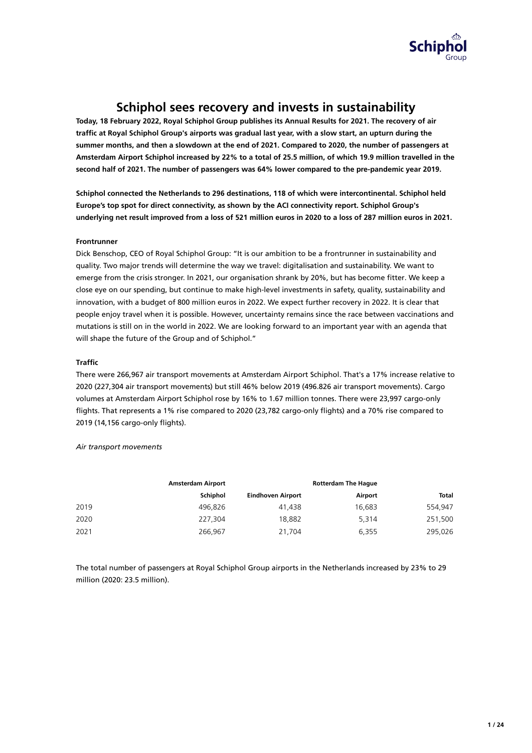# Schiphol sees recovery and invests in sustainability

**Today, 18 February 2022, Royal Schiphol Group publishes its Annual Results for 2021. The recovery of air traffic at Royal Schiphol Group's airports was gradual last year, with a slow start, an upturn during the summer months, and then a slowdown at the end of 2021. Compared to 2020, the number of passengers at Amsterdam Airport Schiphol increased by 22% to a total of 25.5 million, of which 19.9 million travelled in the second half of 2021. The number of passengers was 64% lower compared to the pre-pandemic year 2019.**

**Schiphol connected the Netherlands to 296 destinations, 118 of which were intercontinental. Schiphol held Europe's top spot for direct connectivity, as shown by the ACI connectivity report. Schiphol Group's underlying net result improved from a loss of 521 million euros in 2020 to a loss of 287 million euros in 2021.**

**Frontrunner**

Dick Benschop, CEO of Royal Schiphol Group: "It is our ambition to be a frontrunner in sustainability and quality. Two major trends will determine the way we travel: digitalisation and sustainability. We want to emerge from the crisis stronger. In 2021, our organisation shrank by 20%, but has become fitter. We keep a close eye on our spending, but continue to make high-level investments in safety, quality, sustainability and innovation, with a budget of 800 million euros in 2022. We expect further recovery in 2022. It is clear that people enjoy travel when it is possible. However, uncertainty remains since the race between vaccinations and mutations is still on in the world in 2022. We are looking forward to an important year with an agenda that will shape the future of the Group and of Schiphol."

**Traffic**

There were 266,967 air transport movements at Amsterdam Airport Schiphol. That's a 17% increase relative to 2020 (227,304 air transport movements) but still 46% below 2019 (496.826 air transport movements). Cargo volumes at Amsterdam Airport Schiphol rose by 16% to 1.67 million tonnes. There were 23,997 cargo-only flights. That represents a 1% rise compared to 2020 (23,782 cargo-only flights) and a 70% rise compared to 2019 (14,156 cargo-only flights).

*Air transport movements*

| | Amsterdam Airport Schiphol | Eindhoven Airport | Rotterdam The Hague Airport | Total |
|---|---|---|---|---|
| 2019 | 496,826 | 41,438 | 16,683 | 554,947 |
| 2020 | 227,304 | 18,882 | 5,314 | 251,500 |
| 2021 | 266,967 | 21,704 | 6,355 | 295,026 |

The total number of passengers at Royal Schiphol Group airports in the Netherlands increased by 23% to 29 million (2020: 23.5 million).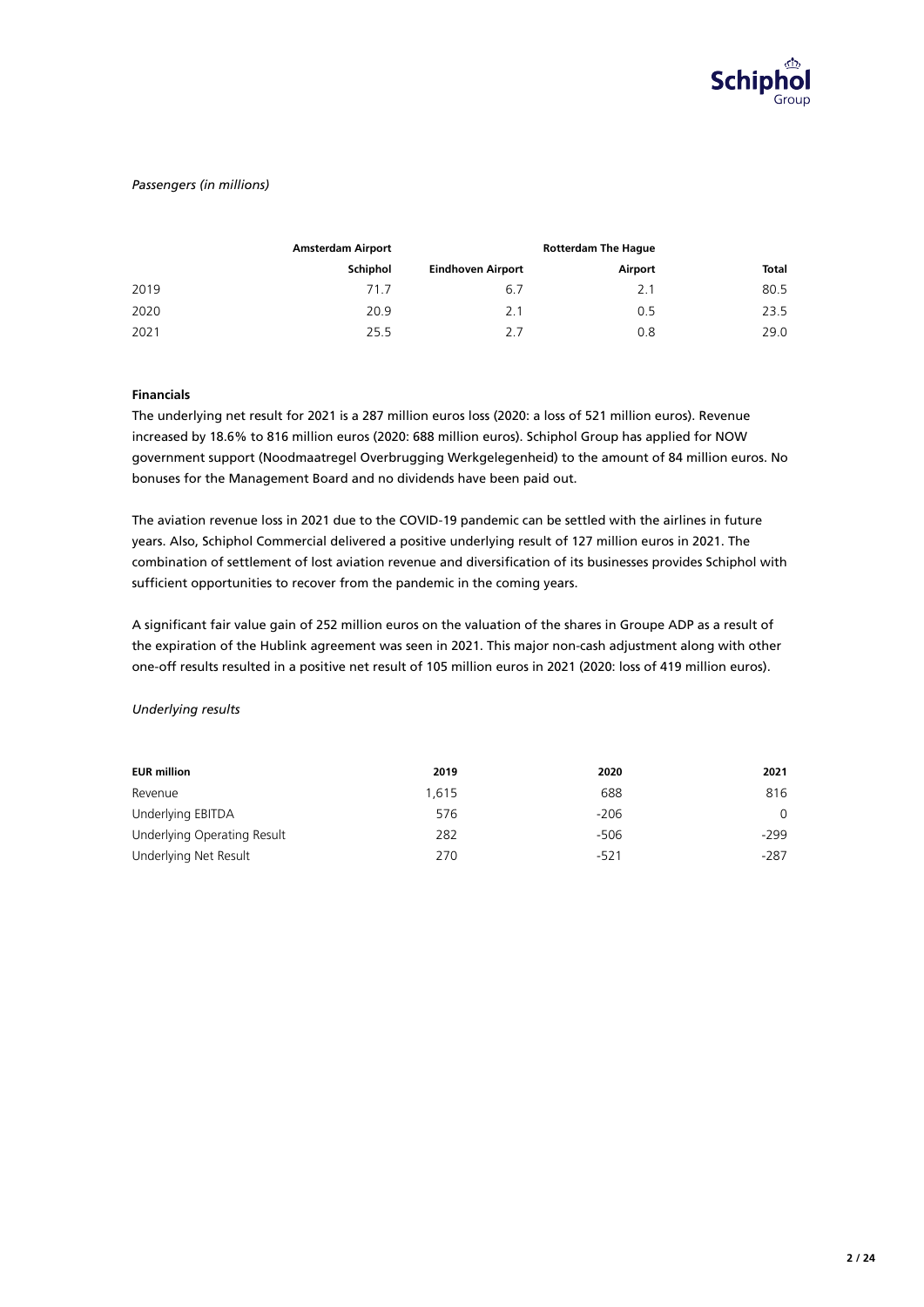*Passengers (in millions)*

| | Amsterdam Airport Schiphol | Eindhoven Airport | Rotterdam The Hague Airport | Total |
|---|---|---|---|---|
| 2019 | 71.7 | 6.7 | 2.1 | 80.5 |
| 2020 | 20.9 | 2.1 | 0.5 | 23.5 |
| 2021 | 25.5 | 2.7 | 0.8 | 29.0 |

**Financials**

The underlying net result for 2021 is a 287 million euros loss (2020: a loss of 521 million euros). Revenue increased by 18.6% to 816 million euros (2020: 688 million euros). Schiphol Group has applied for NOW government support (Noodmaatregel Overbrugging Werkgelegenheid) to the amount of 84 million euros. No bonuses for the Management Board and no dividends have been paid out.

The aviation revenue loss in 2021 due to the COVID-19 pandemic can be settled with the airlines in future years. Also, Schiphol Commercial delivered a positive underlying result of 127 million euros in 2021. The combination of settlement of lost aviation revenue and diversification of its businesses provides Schiphol with sufficient opportunities to recover from the pandemic in the coming years.

A significant fair value gain of 252 million euros on the valuation of the shares in Groupe ADP as a result of the expiration of the Hublink agreement was seen in 2021. This major non-cash adjustment along with other one-off results resulted in a positive net result of 105 million euros in 2021 (2020: loss of 419 million euros).

*Underlying results*

| EUR million | 2019 | 2020 | 2021 |
|---|---|---|---|
| Revenue | 1,615 | 688 | 816 |
| Underlying EBITDA | 576 | -206 | 0 |
| Underlying Operating Result | 282 | -506 | -299 |
| Underlying Net Result | 270 | -521 | -287 |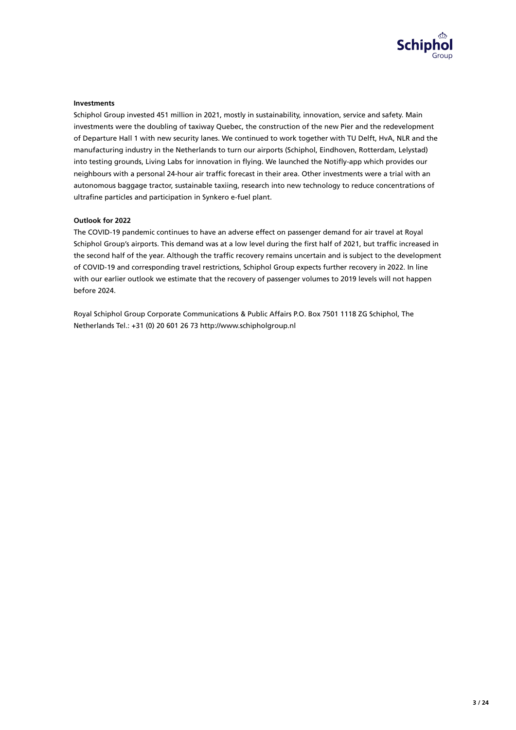**Investments**

Schiphol Group invested 451 million in 2021, mostly in sustainability, innovation, service and safety. Main investments were the doubling of taxiway Quebec, the construction of the new Pier and the redevelopment of Departure Hall 1 with new security lanes. We continued to work together with TU Delft, HvA, NLR and the manufacturing industry in the Netherlands to turn our airports (Schiphol, Eindhoven, Rotterdam, Lelystad) into testing grounds, Living Labs for innovation in flying. We launched the Notifly-app which provides our neighbours with a personal 24-hour air traffic forecast in their area. Other investments were a trial with an autonomous baggage tractor, sustainable taxiing, research into new technology to reduce concentrations of ultrafine particles and participation in Synkero e-fuel plant.

**Outlook for 2022**

The COVID-19 pandemic continues to have an adverse effect on passenger demand for air travel at Royal Schiphol Group's airports. This demand was at a low level during the first half of 2021, but traffic increased in the second half of the year. Although the traffic recovery remains uncertain and is subject to the development of COVID-19 and corresponding travel restrictions, Schiphol Group expects further recovery in 2022. In line with our earlier outlook we estimate that the recovery of passenger volumes to 2019 levels will not happen before 2024.

Royal Schiphol Group Corporate Communications & Public Affairs P.O. Box 7501 1118 ZG Schiphol, The Netherlands Tel.: +31 (0) 20 601 26 73 http://www.schipholgroup.nl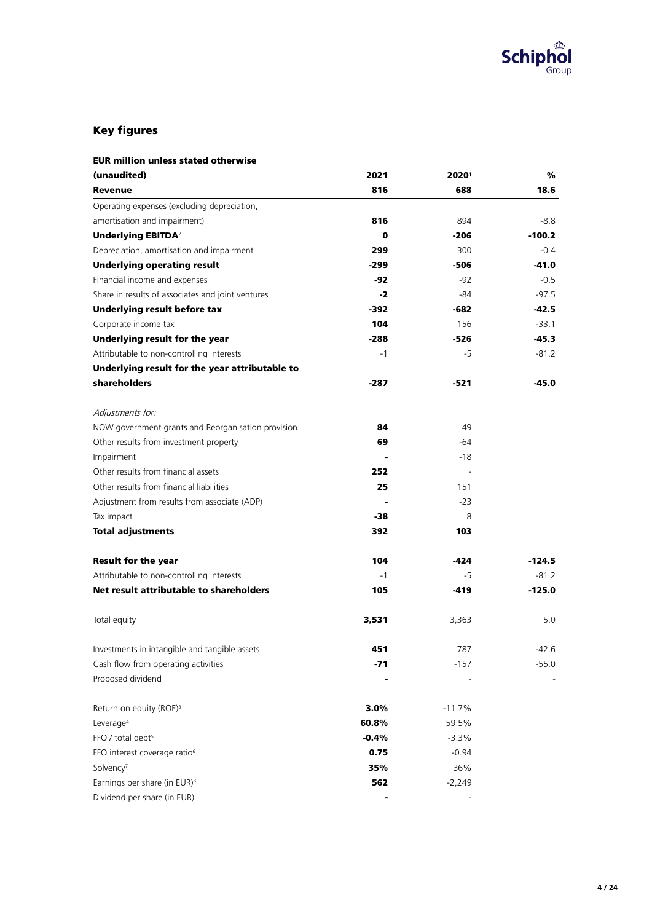## Key figures

| EUR million unless stated otherwise (unaudited) | 2021 | 2020[1] | % |
|---|---|---|---|
| **Revenue** | **816** | **688** | **18.6** |
| Operating expenses (excluding depreciation, amortisation and impairment) | **816** | 894 | -8.8 |
| **Underlying EBITDA**[2] | **0** | **-206** | **-100.2** |
| Depreciation, amortisation and impairment | **299** | 300 | -0.4 |
| **Underlying operating result** | **-299** | **-506** | **-41.0** |
| Financial income and expenses | **-92** | -92 | -0.5 |
| Share in results of associates and joint ventures | **-2** | -84 | -97.5 |
| **Underlying result before tax** | **-392** | **-682** | **-42.5** |
| Corporate income tax | **104** | 156 | -33.1 |
| **Underlying result for the year** | **-288** | **-526** | **-45.3** |
| Attributable to non-controlling interests | -1 | -5 | -81.2 |
| **Underlying result for the year attributable to shareholders** | **-287** | **-521** | **-45.0** |
| | | | |
| *Adjustments for:* | | | |
| NOW government grants and Reorganisation provision | **84** | 49 | |
| Other results from investment property | **69** | -64 | |
| Impairment | **-** | -18 | |
| Other results from financial assets | **252** | - | |
| Other results from financial liabilities | **25** | 151 | |
| Adjustment from results from associate (ADP) | **-** | -23 | |
| Tax impact | **-38** | 8 | |
| **Total adjustments** | **392** | **103** | |
| | | | |
| **Result for the year** | **104** | **-424** | **-124.5** |
| Attributable to non-controlling interests | -1 | -5 | -81.2 |
| **Net result attributable to shareholders** | **105** | **-419** | **-125.0** |
| | | | |
| Total equity | **3,531** | 3,363 | 5.0 |
| | | | |
| Investments in intangible and tangible assets | **451** | 787 | -42.6 |
| Cash flow from operating activities | **-71** | -157 | -55.0 |
| Proposed dividend | **-** | - | - |
| | | | |
| Return on equity (ROE)[3] | **3.0%** | -11.7% | |
| Leverage[4] | **60.8%** | 59.5% | |
| FFO / total debt[5] | **-0.4%** | -3.3% | |
| FFO interest coverage ratio[6] | **0.75** | -0.94 | |
| Solvency[7] | **35%** | 36% | |
| Earnings per share (in EUR)[8] | **562** | -2,249 | |
| Dividend per share (in EUR) | **-** | - | |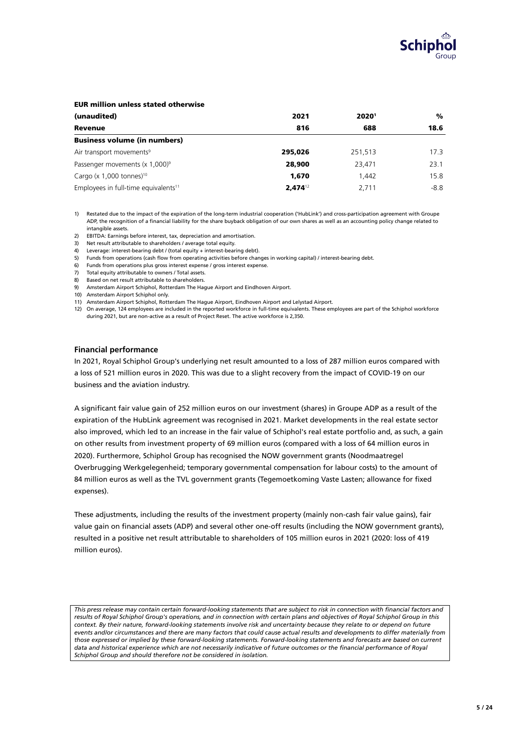**EUR million unless stated otherwise**

| (unaudited) | 2021 | 2020[1] | % |
|---|---|---|---|
| **Revenue** | **816** | **688** | **18.6** |
| **Business volume (in numbers)** | | | |
| Air transport movements[9] | **295,026** | 251,513 | 17.3 |
| Passenger movements (x 1,000)[9] | **28,900** | 23,471 | 23.1 |
| Cargo (x 1,000 tonnes)[10] | **1,670** | 1,442 | 15.8 |
| Employees in full-time equivalents[11] | **2,474**[12] | 2,711 | -8.8 |

1) Restated due to the impact of the expiration of the long-term industrial cooperation ('HubLink') and cross-participation agreement with Groupe ADP, the recognition of a financial liability for the share buyback obligation of our own shares as well as an accounting policy change related to intangible assets.
2) EBITDA: Earnings before interest, tax, depreciation and amortisation.
3) Net result attributable to shareholders / average total equity.
4) Leverage: interest-bearing debt / (total equity + interest-bearing debt).
5) Funds from operations (cash flow from operating activities before changes in working capital) / interest-bearing debt.
6) Funds from operations plus gross interest expense / gross interest expense.
7) Total equity attributable to owners / Total assets.
8) Based on net result attributable to shareholders.
9) Amsterdam Airport Schiphol, Rotterdam The Hague Airport and Eindhoven Airport.
10) Amsterdam Airport Schiphol only.
11) Amsterdam Airport Schiphol, Rotterdam The Hague Airport, Eindhoven Airport and Lelystad Airport.
12) On average, 124 employees are included in the reported workforce in full-time equivalents. These employees are part of the Schiphol workforce during 2021, but are non-active as a result of Project Reset. The active workforce is 2,350.

### Financial performance

In 2021, Royal Schiphol Group's underlying net result amounted to a loss of 287 million euros compared with a loss of 521 million euros in 2020. This was due to a slight recovery from the impact of COVID-19 on our business and the aviation industry.

A significant fair value gain of 252 million euros on our investment (shares) in Groupe ADP as a result of the expiration of the HubLink agreement was recognised in 2021. Market developments in the real estate sector also improved, which led to an increase in the fair value of Schiphol's real estate portfolio and, as such, a gain on other results from investment property of 69 million euros (compared with a loss of 64 million euros in 2020). Furthermore, Schiphol Group has recognised the NOW government grants (Noodmaatregel Overbrugging Werkgelegenheid; temporary governmental compensation for labour costs) to the amount of 84 million euros as well as the TVL government grants (Tegemoetkoming Vaste Lasten; allowance for fixed expenses).

These adjustments, including the results of the investment property (mainly non-cash fair value gains), fair value gain on financial assets (ADP) and several other one-off results (including the NOW government grants), resulted in a positive net result attributable to shareholders of 105 million euros in 2021 (2020: loss of 419 million euros).

*This press release may contain certain forward-looking statements that are subject to risk in connection with financial factors and results of Royal Schiphol Group's operations, and in connection with certain plans and objectives of Royal Schiphol Group in this context. By their nature, forward-looking statements involve risk and uncertainty because they relate to or depend on future events and/or circumstances and there are many factors that could cause actual results and developments to differ materially from those expressed or implied by these forward-looking statements. Forward-looking statements and forecasts are based on current data and historical experience which are not necessarily indicative of future outcomes or the financial performance of Royal Schiphol Group and should therefore not be considered in isolation.*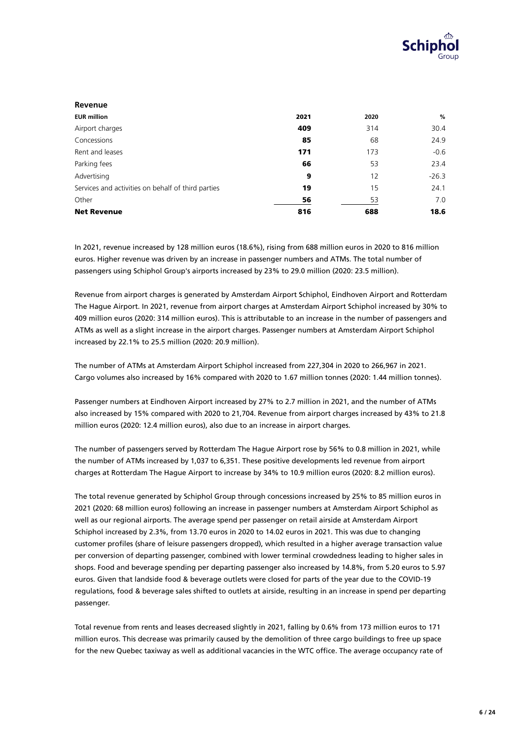## Revenue

| EUR million | 2021 | 2020 | % |
|---|---|---|---|
| Airport charges | **409** | 314 | 30.4 |
| Concessions | **85** | 68 | 24.9 |
| Rent and leases | **171** | 173 | -0.6 |
| Parking fees | **66** | 53 | 23.4 |
| Advertising | **9** | 12 | -26.3 |
| Services and activities on behalf of third parties | **19** | 15 | 24.1 |
| Other | **56** | 53 | 7.0 |
| **Net Revenue** | **816** | **688** | **18.6** |

In 2021, revenue increased by 128 million euros (18.6%), rising from 688 million euros in 2020 to 816 million euros. Higher revenue was driven by an increase in passenger numbers and ATMs. The total number of passengers using Schiphol Group's airports increased by 23% to 29.0 million (2020: 23.5 million).

Revenue from airport charges is generated by Amsterdam Airport Schiphol, Eindhoven Airport and Rotterdam The Hague Airport. In 2021, revenue from airport charges at Amsterdam Airport Schiphol increased by 30% to 409 million euros (2020: 314 million euros). This is attributable to an increase in the number of passengers and ATMs as well as a slight increase in the airport charges. Passenger numbers at Amsterdam Airport Schiphol increased by 22.1% to 25.5 million (2020: 20.9 million).

The number of ATMs at Amsterdam Airport Schiphol increased from 227,304 in 2020 to 266,967 in 2021. Cargo volumes also increased by 16% compared with 2020 to 1.67 million tonnes (2020: 1.44 million tonnes).

Passenger numbers at Eindhoven Airport increased by 27% to 2.7 million in 2021, and the number of ATMs also increased by 15% compared with 2020 to 21,704. Revenue from airport charges increased by 43% to 21.8 million euros (2020: 12.4 million euros), also due to an increase in airport charges.

The number of passengers served by Rotterdam The Hague Airport rose by 56% to 0.8 million in 2021, while the number of ATMs increased by 1,037 to 6,351. These positive developments led revenue from airport charges at Rotterdam The Hague Airport to increase by 34% to 10.9 million euros (2020: 8.2 million euros).

The total revenue generated by Schiphol Group through concessions increased by 25% to 85 million euros in 2021 (2020: 68 million euros) following an increase in passenger numbers at Amsterdam Airport Schiphol as well as our regional airports. The average spend per passenger on retail airside at Amsterdam Airport Schiphol increased by 2.3%, from 13.70 euros in 2020 to 14.02 euros in 2021. This was due to changing customer profiles (share of leisure passengers dropped), which resulted in a higher average transaction value per conversion of departing passenger, combined with lower terminal crowdedness leading to higher sales in shops. Food and beverage spending per departing passenger also increased by 14.8%, from 5.20 euros to 5.97 euros. Given that landside food & beverage outlets were closed for parts of the year due to the COVID-19 regulations, food & beverage sales shifted to outlets at airside, resulting in an increase in spend per departing passenger.

Total revenue from rents and leases decreased slightly in 2021, falling by 0.6% from 173 million euros to 171 million euros. This decrease was primarily caused by the demolition of three cargo buildings to free up space for the new Quebec taxiway as well as additional vacancies in the WTC office. The average occupancy rate of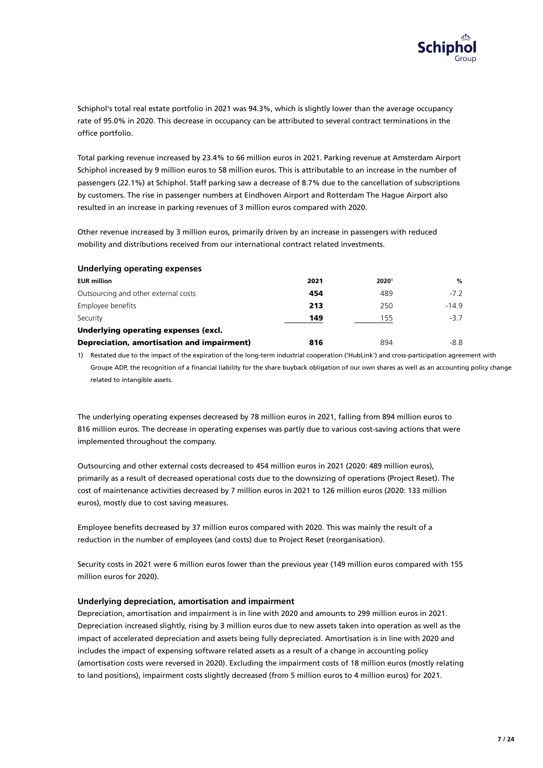Schiphol's total real estate portfolio in 2021 was 94.3%, which is slightly lower than the average occupancy rate of 95.0% in 2020. This decrease in occupancy can be attributed to several contract terminations in the office portfolio.

Total parking revenue increased by 23.4% to 66 million euros in 2021. Parking revenue at Amsterdam Airport Schiphol increased by 9 million euros to 58 million euros. This is attributable to an increase in the number of passengers (22.1%) at Schiphol. Staff parking saw a decrease of 8.7% due to the cancellation of subscriptions by customers. The rise in passenger numbers at Eindhoven Airport and Rotterdam The Hague Airport also resulted in an increase in parking revenues of 3 million euros compared with 2020.

Other revenue increased by 3 million euros, primarily driven by an increase in passengers with reduced mobility and distributions received from our international contract related investments.

### Underlying operating expenses

| EUR million | 2021 | 2020[1] | % |
|---|---|---|---|
| Outsourcing and other external costs | **454** | 489 | -7.2 |
| Employee benefits | **213** | 250 | -14.9 |
| Security | **149** | 155 | -3.7 |
| **Underlying operating expenses (excl. Depreciation, amortisation and impairment)** | **816** | 894 | -8.8 |

1) Restated due to the impact of the expiration of the long-term industrial cooperation ('HubLink') and cross-participation agreement with Groupe ADP, the recognition of a financial liability for the share buyback obligation of our own shares as well as an accounting policy change related to intangible assets.

The underlying operating expenses decreased by 78 million euros in 2021, falling from 894 million euros to 816 million euros. The decrease in operating expenses was partly due to various cost-saving actions that were implemented throughout the company.

Outsourcing and other external costs decreased to 454 million euros in 2021 (2020: 489 million euros), primarily as a result of decreased operational costs due to the downsizing of operations (Project Reset). The cost of maintenance activities decreased by 7 million euros in 2021 to 126 million euros (2020: 133 million euros), mostly due to cost saving measures.

Employee benefits decreased by 37 million euros compared with 2020. This was mainly the result of a reduction in the number of employees (and costs) due to Project Reset (reorganisation).

Security costs in 2021 were 6 million euros lower than the previous year (149 million euros compared with 155 million euros for 2020).

### Underlying depreciation, amortisation and impairment

Depreciation, amortisation and impairment is in line with 2020 and amounts to 299 million euros in 2021. Depreciation increased slightly, rising by 3 million euros due to new assets taken into operation as well as the impact of accelerated depreciation and assets being fully depreciated. Amortisation is in line with 2020 and includes the impact of expensing software related assets as a result of a change in accounting policy (amortisation costs were reversed in 2020). Excluding the impairment costs of 18 million euros (mostly relating to land positions), impairment costs slightly decreased (from 5 million euros to 4 million euros) for 2021.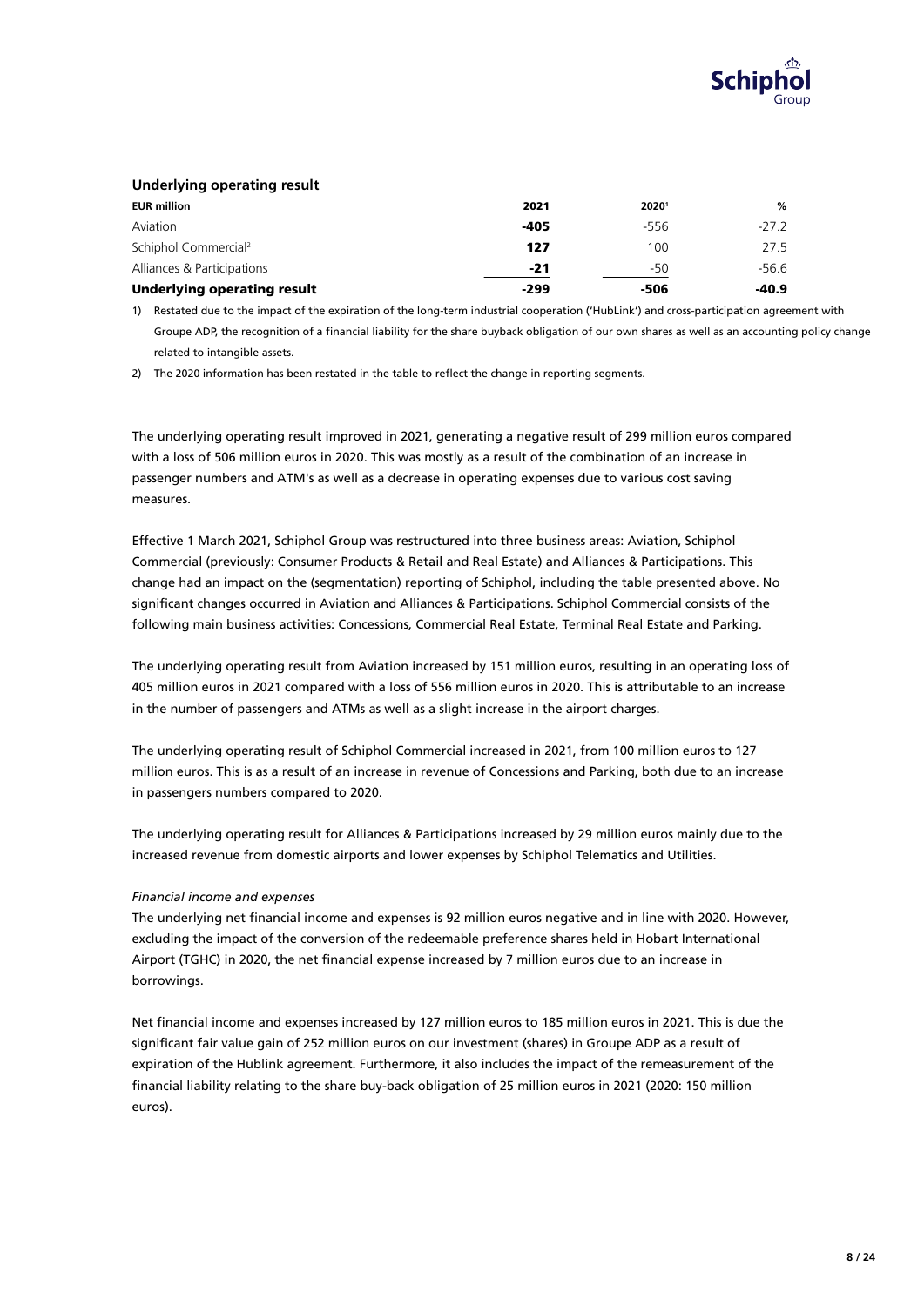## Underlying operating result

| EUR million | 2021 | 2020[1] | % |
|---|---|---|---|
| Aviation | **-405** | -556 | -27.2 |
| Schiphol Commercial[2] | **127** | 100 | 27.5 |
| Alliances & Participations | **-21** | -50 | -56.6 |
| **Underlying operating result** | **-299** | **-506** | **-40.9** |

1) Restated due to the impact of the expiration of the long-term industrial cooperation ('HubLink') and cross-participation agreement with Groupe ADP, the recognition of a financial liability for the share buyback obligation of our own shares as well as an accounting policy change related to intangible assets.

2) The 2020 information has been restated in the table to reflect the change in reporting segments.

The underlying operating result improved in 2021, generating a negative result of 299 million euros compared with a loss of 506 million euros in 2020. This was mostly as a result of the combination of an increase in passenger numbers and ATM's as well as a decrease in operating expenses due to various cost saving measures.

Effective 1 March 2021, Schiphol Group was restructured into three business areas: Aviation, Schiphol Commercial (previously: Consumer Products & Retail and Real Estate) and Alliances & Participations. This change had an impact on the (segmentation) reporting of Schiphol, including the table presented above. No significant changes occurred in Aviation and Alliances & Participations. Schiphol Commercial consists of the following main business activities: Concessions, Commercial Real Estate, Terminal Real Estate and Parking.

The underlying operating result from Aviation increased by 151 million euros, resulting in an operating loss of 405 million euros in 2021 compared with a loss of 556 million euros in 2020. This is attributable to an increase in the number of passengers and ATMs as well as a slight increase in the airport charges.

The underlying operating result of Schiphol Commercial increased in 2021, from 100 million euros to 127 million euros. This is as a result of an increase in revenue of Concessions and Parking, both due to an increase in passengers numbers compared to 2020.

The underlying operating result for Alliances & Participations increased by 29 million euros mainly due to the increased revenue from domestic airports and lower expenses by Schiphol Telematics and Utilities.

*Financial income and expenses*

The underlying net financial income and expenses is 92 million euros negative and in line with 2020. However, excluding the impact of the conversion of the redeemable preference shares held in Hobart International Airport (TGHC) in 2020, the net financial expense increased by 7 million euros due to an increase in borrowings.

Net financial income and expenses increased by 127 million euros to 185 million euros in 2021. This is due the significant fair value gain of 252 million euros on our investment (shares) in Groupe ADP as a result of expiration of the Hublink agreement. Furthermore, it also includes the impact of the remeasurement of the financial liability relating to the share buy-back obligation of 25 million euros in 2021 (2020: 150 million euros).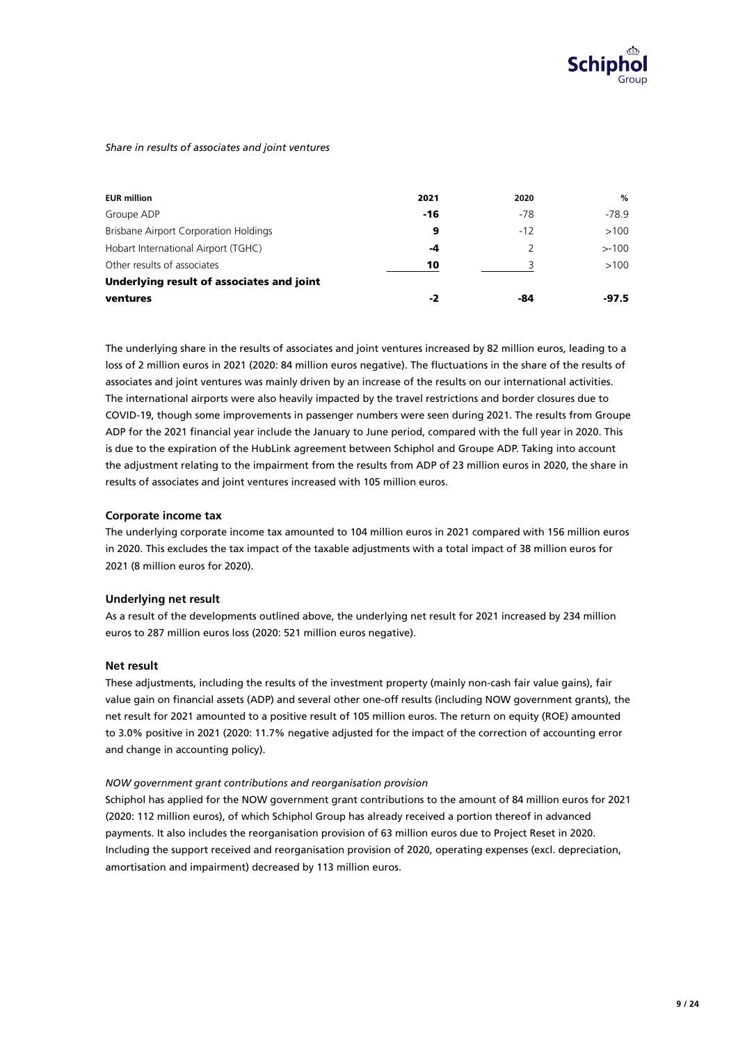*Share in results of associates and joint ventures*

| EUR million | 2021 | 2020 | % |
|---|---|---|---|
| Groupe ADP | **-16** | -78 | -78.9 |
| Brisbane Airport Corporation Holdings | **9** | -12 | >100 |
| Hobart International Airport (TGHC) | **-4** | 2 | >-100 |
| Other results of associates | **10** | 3 | >100 |
| **Underlying result of associates and joint ventures** | **-2** | **-84** | **-97.5** |

The underlying share in the results of associates and joint ventures increased by 82 million euros, leading to a loss of 2 million euros in 2021 (2020: 84 million euros negative). The fluctuations in the share of the results of associates and joint ventures was mainly driven by an increase of the results on our international activities. The international airports were also heavily impacted by the travel restrictions and border closures due to COVID-19, though some improvements in passenger numbers were seen during 2021. The results from Groupe ADP for the 2021 financial year include the January to June period, compared with the full year in 2020. This is due to the expiration of the HubLink agreement between Schiphol and Groupe ADP. Taking into account the adjustment relating to the impairment from the results from ADP of 23 million euros in 2020, the share in results of associates and joint ventures increased with 105 million euros.

### Corporate income tax

The underlying corporate income tax amounted to 104 million euros in 2021 compared with 156 million euros in 2020. This excludes the tax impact of the taxable adjustments with a total impact of 38 million euros for 2021 (8 million euros for 2020).

### Underlying net result

As a result of the developments outlined above, the underlying net result for 2021 increased by 234 million euros to 287 million euros loss (2020: 521 million euros negative).

### Net result

These adjustments, including the results of the investment property (mainly non-cash fair value gains), fair value gain on financial assets (ADP) and several other one-off results (including NOW government grants), the net result for 2021 amounted to a positive result of 105 million euros. The return on equity (ROE) amounted to 3.0% positive in 2021 (2020: 11.7% negative adjusted for the impact of the correction of accounting error and change in accounting policy).

*NOW government grant contributions and reorganisation provision*

Schiphol has applied for the NOW government grant contributions to the amount of 84 million euros for 2021 (2020: 112 million euros), of which Schiphol Group has already received a portion thereof in advanced payments. It also includes the reorganisation provision of 63 million euros due to Project Reset in 2020. Including the support received and reorganisation provision of 2020, operating expenses (excl. depreciation, amortisation and impairment) decreased by 113 million euros.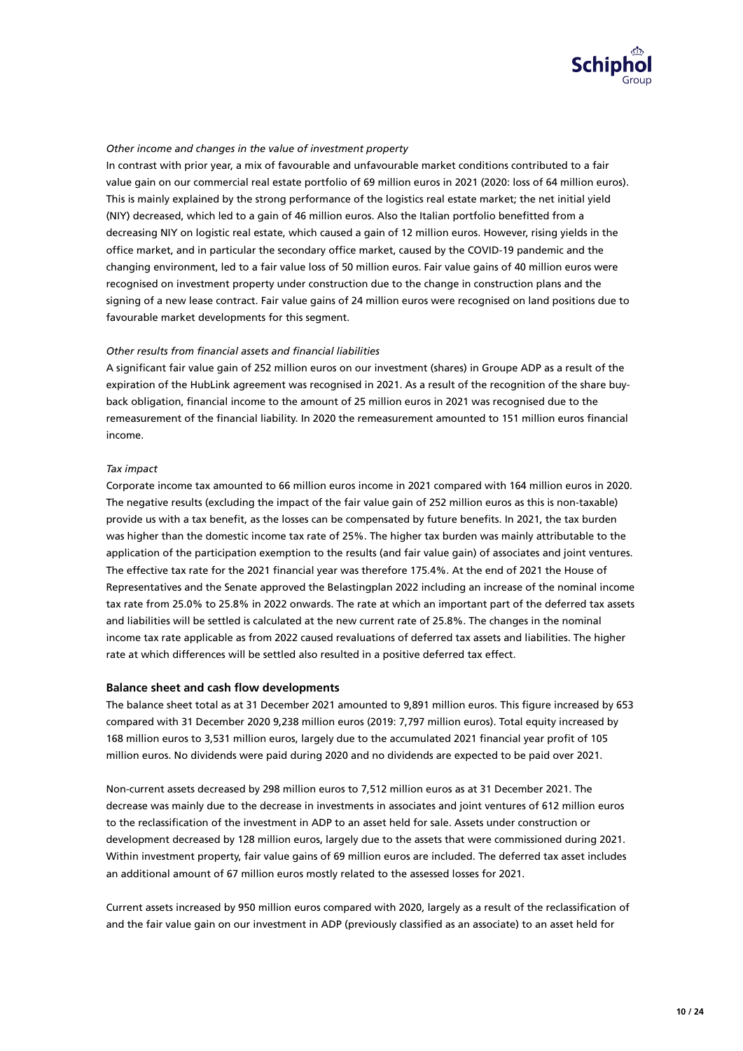*Other income and changes in the value of investment property*

In contrast with prior year, a mix of favourable and unfavourable market conditions contributed to a fair value gain on our commercial real estate portfolio of 69 million euros in 2021 (2020: loss of 64 million euros). This is mainly explained by the strong performance of the logistics real estate market; the net initial yield (NIY) decreased, which led to a gain of 46 million euros. Also the Italian portfolio benefitted from a decreasing NIY on logistic real estate, which caused a gain of 12 million euros. However, rising yields in the office market, and in particular the secondary office market, caused by the COVID-19 pandemic and the changing environment, led to a fair value loss of 50 million euros. Fair value gains of 40 million euros were recognised on investment property under construction due to the change in construction plans and the signing of a new lease contract. Fair value gains of 24 million euros were recognised on land positions due to favourable market developments for this segment.

*Other results from financial assets and financial liabilities*

A significant fair value gain of 252 million euros on our investment (shares) in Groupe ADP as a result of the expiration of the HubLink agreement was recognised in 2021. As a result of the recognition of the share buy-back obligation, financial income to the amount of 25 million euros in 2021 was recognised due to the remeasurement of the financial liability. In 2020 the remeasurement amounted to 151 million euros financial income.

*Tax impact*

Corporate income tax amounted to 66 million euros income in 2021 compared with 164 million euros in 2020. The negative results (excluding the impact of the fair value gain of 252 million euros as this is non-taxable) provide us with a tax benefit, as the losses can be compensated by future benefits. In 2021, the tax burden was higher than the domestic income tax rate of 25%. The higher tax burden was mainly attributable to the application of the participation exemption to the results (and fair value gain) of associates and joint ventures. The effective tax rate for the 2021 financial year was therefore 175.4%. At the end of 2021 the House of Representatives and the Senate approved the Belastingplan 2022 including an increase of the nominal income tax rate from 25.0% to 25.8% in 2022 onwards. The rate at which an important part of the deferred tax assets and liabilities will be settled is calculated at the new current rate of 25.8%. The changes in the nominal income tax rate applicable as from 2022 caused revaluations of deferred tax assets and liabilities. The higher rate at which differences will be settled also resulted in a positive deferred tax effect.

## Balance sheet and cash flow developments

The balance sheet total as at 31 December 2021 amounted to 9,891 million euros. This figure increased by 653 compared with 31 December 2020 9,238 million euros (2019: 7,797 million euros). Total equity increased by 168 million euros to 3,531 million euros, largely due to the accumulated 2021 financial year profit of 105 million euros. No dividends were paid during 2020 and no dividends are expected to be paid over 2021.

Non-current assets decreased by 298 million euros to 7,512 million euros as at 31 December 2021. The decrease was mainly due to the decrease in investments in associates and joint ventures of 612 million euros to the reclassification of the investment in ADP to an asset held for sale. Assets under construction or development decreased by 128 million euros, largely due to the assets that were commissioned during 2021. Within investment property, fair value gains of 69 million euros are included. The deferred tax asset includes an additional amount of 67 million euros mostly related to the assessed losses for 2021.

Current assets increased by 950 million euros compared with 2020, largely as a result of the reclassification of and the fair value gain on our investment in ADP (previously classified as an associate) to an asset held for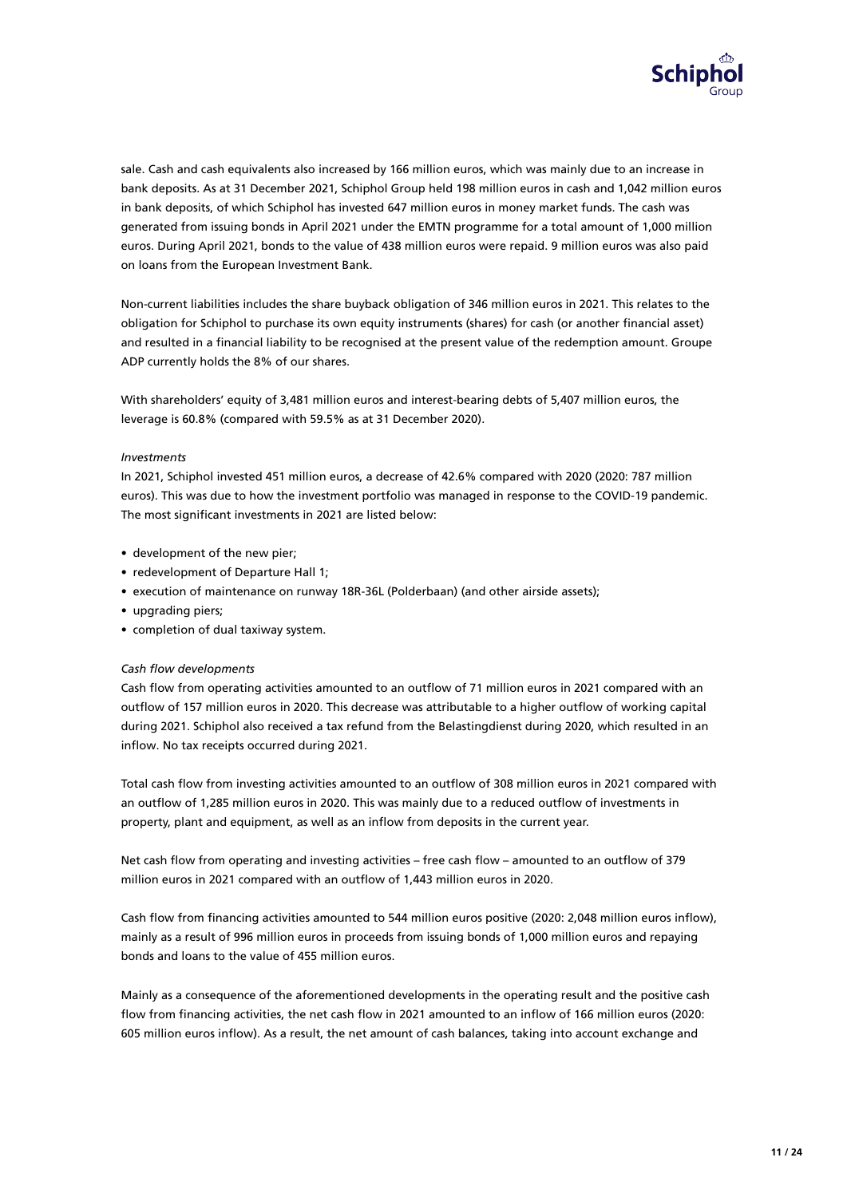sale. Cash and cash equivalents also increased by 166 million euros, which was mainly due to an increase in bank deposits. As at 31 December 2021, Schiphol Group held 198 million euros in cash and 1,042 million euros in bank deposits, of which Schiphol has invested 647 million euros in money market funds. The cash was generated from issuing bonds in April 2021 under the EMTN programme for a total amount of 1,000 million euros. During April 2021, bonds to the value of 438 million euros were repaid. 9 million euros was also paid on loans from the European Investment Bank.

Non-current liabilities includes the share buyback obligation of 346 million euros in 2021. This relates to the obligation for Schiphol to purchase its own equity instruments (shares) for cash (or another financial asset) and resulted in a financial liability to be recognised at the present value of the redemption amount. Groupe ADP currently holds the 8% of our shares.

With shareholders' equity of 3,481 million euros and interest-bearing debts of 5,407 million euros, the leverage is 60.8% (compared with 59.5% as at 31 December 2020).

*Investments*

In 2021, Schiphol invested 451 million euros, a decrease of 42.6% compared with 2020 (2020: 787 million euros). This was due to how the investment portfolio was managed in response to the COVID-19 pandemic. The most significant investments in 2021 are listed below:

- development of the new pier;
- redevelopment of Departure Hall 1;
- execution of maintenance on runway 18R-36L (Polderbaan) (and other airside assets);
- upgrading piers;
- completion of dual taxiway system.

*Cash flow developments*

Cash flow from operating activities amounted to an outflow of 71 million euros in 2021 compared with an outflow of 157 million euros in 2020. This decrease was attributable to a higher outflow of working capital during 2021. Schiphol also received a tax refund from the Belastingdienst during 2020, which resulted in an inflow. No tax receipts occurred during 2021.

Total cash flow from investing activities amounted to an outflow of 308 million euros in 2021 compared with an outflow of 1,285 million euros in 2020. This was mainly due to a reduced outflow of investments in property, plant and equipment, as well as an inflow from deposits in the current year.

Net cash flow from operating and investing activities – free cash flow – amounted to an outflow of 379 million euros in 2021 compared with an outflow of 1,443 million euros in 2020.

Cash flow from financing activities amounted to 544 million euros positive (2020: 2,048 million euros inflow), mainly as a result of 996 million euros in proceeds from issuing bonds of 1,000 million euros and repaying bonds and loans to the value of 455 million euros.

Mainly as a consequence of the aforementioned developments in the operating result and the positive cash flow from financing activities, the net cash flow in 2021 amounted to an inflow of 166 million euros (2020: 605 million euros inflow). As a result, the net amount of cash balances, taking into account exchange and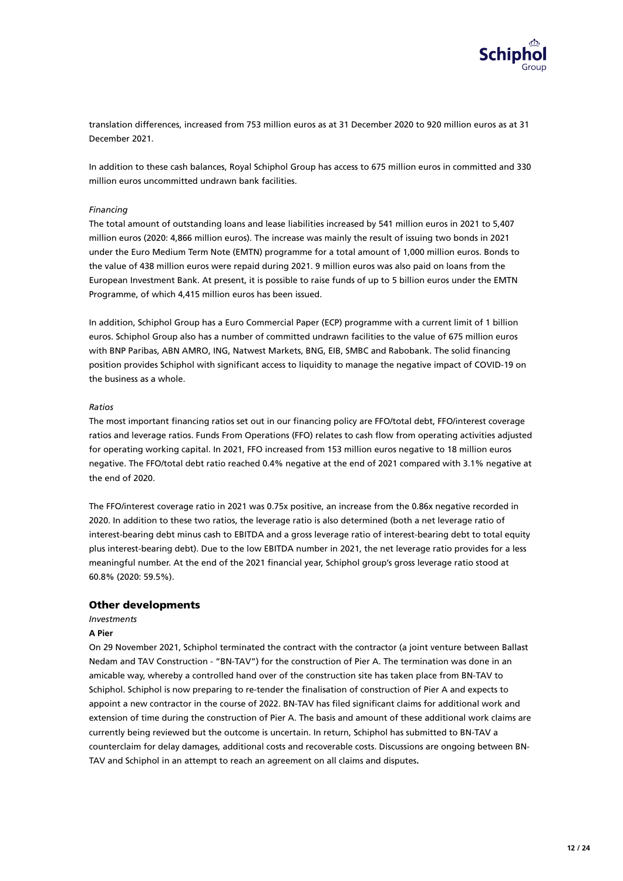translation differences, increased from 753 million euros as at 31 December 2020 to 920 million euros as at 31 December 2021.

In addition to these cash balances, Royal Schiphol Group has access to 675 million euros in committed and 330 million euros uncommitted undrawn bank facilities.

*Financing*

The total amount of outstanding loans and lease liabilities increased by 541 million euros in 2021 to 5,407 million euros (2020: 4,866 million euros). The increase was mainly the result of issuing two bonds in 2021 under the Euro Medium Term Note (EMTN) programme for a total amount of 1,000 million euros. Bonds to the value of 438 million euros were repaid during 2021. 9 million euros was also paid on loans from the European Investment Bank. At present, it is possible to raise funds of up to 5 billion euros under the EMTN Programme, of which 4,415 million euros has been issued.

In addition, Schiphol Group has a Euro Commercial Paper (ECP) programme with a current limit of 1 billion euros. Schiphol Group also has a number of committed undrawn facilities to the value of 675 million euros with BNP Paribas, ABN AMRO, ING, Natwest Markets, BNG, EIB, SMBC and Rabobank. The solid financing position provides Schiphol with significant access to liquidity to manage the negative impact of COVID-19 on the business as a whole.

*Ratios*

The most important financing ratios set out in our financing policy are FFO/total debt, FFO/interest coverage ratios and leverage ratios. Funds From Operations (FFO) relates to cash flow from operating activities adjusted for operating working capital. In 2021, FFO increased from 153 million euros negative to 18 million euros negative. The FFO/total debt ratio reached 0.4% negative at the end of 2021 compared with 3.1% negative at the end of 2020.

The FFO/interest coverage ratio in 2021 was 0.75x positive, an increase from the 0.86x negative recorded in 2020. In addition to these two ratios, the leverage ratio is also determined (both a net leverage ratio of interest-bearing debt minus cash to EBITDA and a gross leverage ratio of interest-bearing debt to total equity plus interest-bearing debt). Due to the low EBITDA number in 2021, the net leverage ratio provides for a less meaningful number. At the end of the 2021 financial year, Schiphol group's gross leverage ratio stood at 60.8% (2020: 59.5%).

## Other developments

*Investments*

**A Pier**

On 29 November 2021, Schiphol terminated the contract with the contractor (a joint venture between Ballast Nedam and TAV Construction - "BN-TAV") for the construction of Pier A. The termination was done in an amicable way, whereby a controlled hand over of the construction site has taken place from BN-TAV to Schiphol. Schiphol is now preparing to re-tender the finalisation of construction of Pier A and expects to appoint a new contractor in the course of 2022. BN-TAV has filed significant claims for additional work and extension of time during the construction of Pier A. The basis and amount of these additional work claims are currently being reviewed but the outcome is uncertain. In return, Schiphol has submitted to BN-TAV a counterclaim for delay damages, additional costs and recoverable costs. Discussions are ongoing between BN-TAV and Schiphol in an attempt to reach an agreement on all claims and disputes.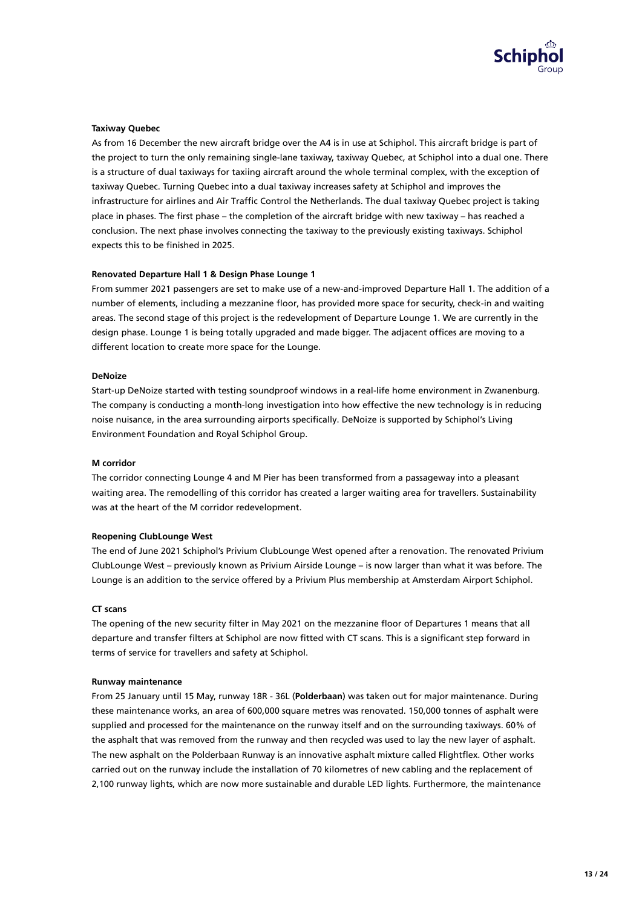**Taxiway Quebec**

As from 16 December the new aircraft bridge over the A4 is in use at Schiphol. This aircraft bridge is part of the project to turn the only remaining single-lane taxiway, taxiway Quebec, at Schiphol into a dual one. There is a structure of dual taxiways for taxiing aircraft around the whole terminal complex, with the exception of taxiway Quebec. Turning Quebec into a dual taxiway increases safety at Schiphol and improves the infrastructure for airlines and Air Traffic Control the Netherlands. The dual taxiway Quebec project is taking place in phases. The first phase – the completion of the aircraft bridge with new taxiway – has reached a conclusion. The next phase involves connecting the taxiway to the previously existing taxiways. Schiphol expects this to be finished in 2025.

**Renovated Departure Hall 1 & Design Phase Lounge 1**

From summer 2021 passengers are set to make use of a new-and-improved Departure Hall 1. The addition of a number of elements, including a mezzanine floor, has provided more space for security, check-in and waiting areas. The second stage of this project is the redevelopment of Departure Lounge 1. We are currently in the design phase. Lounge 1 is being totally upgraded and made bigger. The adjacent offices are moving to a different location to create more space for the Lounge.

**DeNoize**

Start-up DeNoize started with testing soundproof windows in a real-life home environment in Zwanenburg. The company is conducting a month-long investigation into how effective the new technology is in reducing noise nuisance, in the area surrounding airports specifically. DeNoize is supported by Schiphol's Living Environment Foundation and Royal Schiphol Group.

**M corridor**

The corridor connecting Lounge 4 and M Pier has been transformed from a passageway into a pleasant waiting area. The remodelling of this corridor has created a larger waiting area for travellers. Sustainability was at the heart of the M corridor redevelopment.

**Reopening ClubLounge West**

The end of June 2021 Schiphol's Privium ClubLounge West opened after a renovation. The renovated Privium ClubLounge West – previously known as Privium Airside Lounge – is now larger than what it was before. The Lounge is an addition to the service offered by a Privium Plus membership at Amsterdam Airport Schiphol.

**CT scans**

The opening of the new security filter in May 2021 on the mezzanine floor of Departures 1 means that all departure and transfer filters at Schiphol are now fitted with CT scans. This is a significant step forward in terms of service for travellers and safety at Schiphol.

**Runway maintenance**

From 25 January until 15 May, runway 18R - 36L (**Polderbaan**) was taken out for major maintenance. During these maintenance works, an area of 600,000 square metres was renovated. 150,000 tonnes of asphalt were supplied and processed for the maintenance on the runway itself and on the surrounding taxiways. 60% of the asphalt that was removed from the runway and then recycled was used to lay the new layer of asphalt. The new asphalt on the Polderbaan Runway is an innovative asphalt mixture called Flightflex. Other works carried out on the runway include the installation of 70 kilometres of new cabling and the replacement of 2,100 runway lights, which are now more sustainable and durable LED lights. Furthermore, the maintenance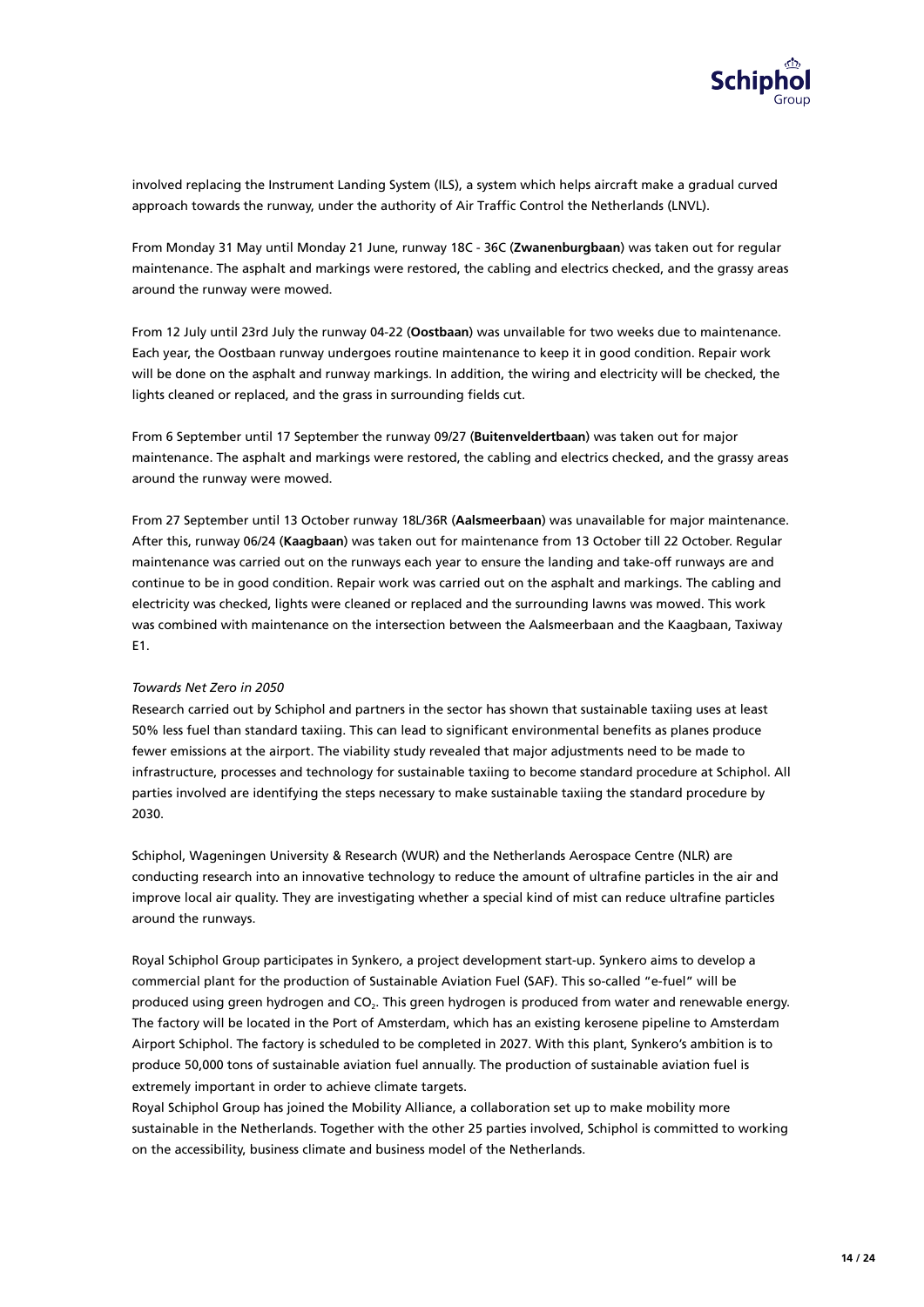involved replacing the Instrument Landing System (ILS), a system which helps aircraft make a gradual curved approach towards the runway, under the authority of Air Traffic Control the Netherlands (LNVL).

From Monday 31 May until Monday 21 June, runway 18C - 36C (**Zwanenburgbaan**) was taken out for regular maintenance. The asphalt and markings were restored, the cabling and electrics checked, and the grassy areas around the runway were mowed.

From 12 July until 23rd July the runway 04-22 (**Oostbaan**) was unavailable for two weeks due to maintenance. Each year, the Oostbaan runway undergoes routine maintenance to keep it in good condition. Repair work will be done on the asphalt and runway markings. In addition, the wiring and electricity will be checked, the lights cleaned or replaced, and the grass in surrounding fields cut.

From 6 September until 17 September the runway 09/27 (**Buitenveldertbaan**) was taken out for major maintenance. The asphalt and markings were restored, the cabling and electrics checked, and the grassy areas around the runway were mowed.

From 27 September until 13 October runway 18L/36R (**Aalsmeerbaan**) was unavailable for major maintenance. After this, runway 06/24 (**Kaagbaan**) was taken out for maintenance from 13 October till 22 October. Regular maintenance was carried out on the runways each year to ensure the landing and take-off runways are and continue to be in good condition. Repair work was carried out on the asphalt and markings. The cabling and electricity was checked, lights were cleaned or replaced and the surrounding lawns was mowed. This work was combined with maintenance on the intersection between the Aalsmeerbaan and the Kaagbaan, Taxiway E1.

*Towards Net Zero in 2050*

Research carried out by Schiphol and partners in the sector has shown that sustainable taxiing uses at least 50% less fuel than standard taxiing. This can lead to significant environmental benefits as planes produce fewer emissions at the airport. The viability study revealed that major adjustments need to be made to infrastructure, processes and technology for sustainable taxiing to become standard procedure at Schiphol. All parties involved are identifying the steps necessary to make sustainable taxiing the standard procedure by 2030.

Schiphol, Wageningen University & Research (WUR) and the Netherlands Aerospace Centre (NLR) are conducting research into an innovative technology to reduce the amount of ultrafine particles in the air and improve local air quality. They are investigating whether a special kind of mist can reduce ultrafine particles around the runways.

Royal Schiphol Group participates in Synkero, a project development start-up. Synkero aims to develop a commercial plant for the production of Sustainable Aviation Fuel (SAF). This so-called "e-fuel" will be produced using green hydrogen and $CO_2$. This green hydrogen is produced from water and renewable energy. The factory will be located in the Port of Amsterdam, which has an existing kerosene pipeline to Amsterdam Airport Schiphol. The factory is scheduled to be completed in 2027. With this plant, Synkero's ambition is to produce 50,000 tons of sustainable aviation fuel annually. The production of sustainable aviation fuel is extremely important in order to achieve climate targets.

Royal Schiphol Group has joined the Mobility Alliance, a collaboration set up to make mobility more sustainable in the Netherlands. Together with the other 25 parties involved, Schiphol is committed to working on the accessibility, business climate and business model of the Netherlands.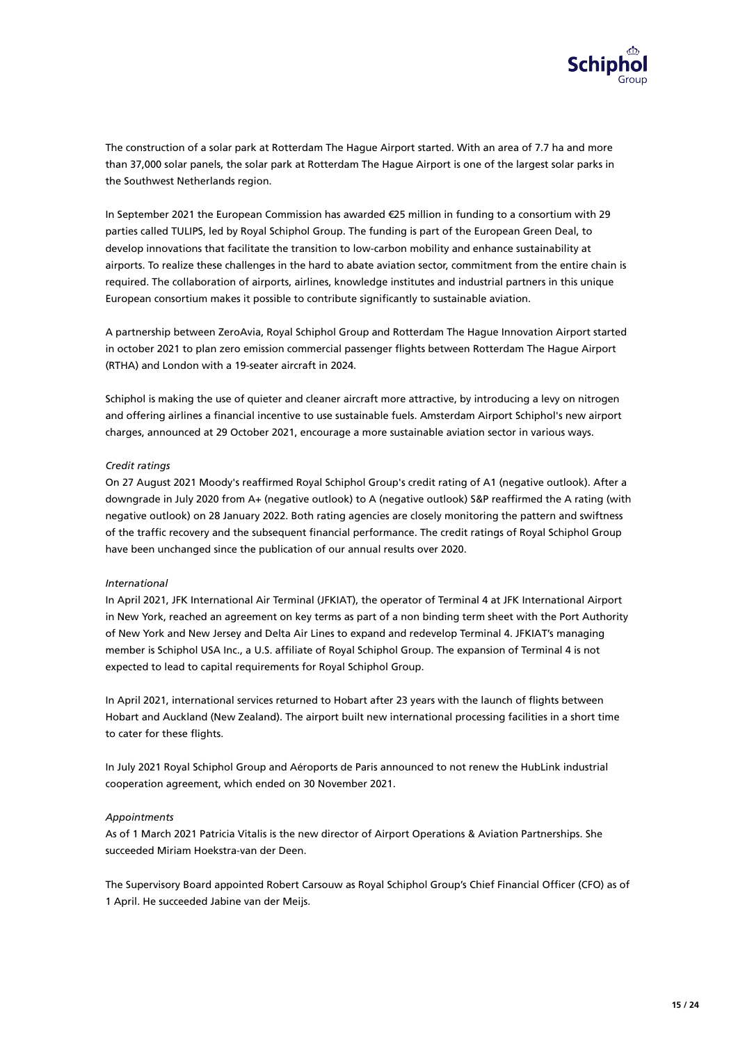The construction of a solar park at Rotterdam The Hague Airport started. With an area of 7.7 ha and more than 37,000 solar panels, the solar park at Rotterdam The Hague Airport is one of the largest solar parks in the Southwest Netherlands region.

In September 2021 the European Commission has awarded €25 million in funding to a consortium with 29 parties called TULIPS, led by Royal Schiphol Group. The funding is part of the European Green Deal, to develop innovations that facilitate the transition to low-carbon mobility and enhance sustainability at airports. To realize these challenges in the hard to abate aviation sector, commitment from the entire chain is required. The collaboration of airports, airlines, knowledge institutes and industrial partners in this unique European consortium makes it possible to contribute significantly to sustainable aviation.

A partnership between ZeroAvia, Royal Schiphol Group and Rotterdam The Hague Innovation Airport started in october 2021 to plan zero emission commercial passenger flights between Rotterdam The Hague Airport (RTHA) and London with a 19-seater aircraft in 2024.

Schiphol is making the use of quieter and cleaner aircraft more attractive, by introducing a levy on nitrogen and offering airlines a financial incentive to use sustainable fuels. Amsterdam Airport Schiphol's new airport charges, announced at 29 October 2021, encourage a more sustainable aviation sector in various ways.

*Credit ratings*

On 27 August 2021 Moody's reaffirmed Royal Schiphol Group's credit rating of A1 (negative outlook). After a downgrade in July 2020 from A+ (negative outlook) to A (negative outlook) S&P reaffirmed the A rating (with negative outlook) on 28 January 2022. Both rating agencies are closely monitoring the pattern and swiftness of the traffic recovery and the subsequent financial performance. The credit ratings of Royal Schiphol Group have been unchanged since the publication of our annual results over 2020.

*International*

In April 2021, JFK International Air Terminal (JFKIAT), the operator of Terminal 4 at JFK International Airport in New York, reached an agreement on key terms as part of a non binding term sheet with the Port Authority of New York and New Jersey and Delta Air Lines to expand and redevelop Terminal 4. JFKIAT's managing member is Schiphol USA Inc., a U.S. affiliate of Royal Schiphol Group. The expansion of Terminal 4 is not expected to lead to capital requirements for Royal Schiphol Group.

In April 2021, international services returned to Hobart after 23 years with the launch of flights between Hobart and Auckland (New Zealand). The airport built new international processing facilities in a short time to cater for these flights.

In July 2021 Royal Schiphol Group and Aéroports de Paris announced to not renew the HubLink industrial cooperation agreement, which ended on 30 November 2021.

*Appointments*

As of 1 March 2021 Patricia Vitalis is the new director of Airport Operations & Aviation Partnerships. She succeeded Miriam Hoekstra-van der Deen.

The Supervisory Board appointed Robert Carsouw as Royal Schiphol Group's Chief Financial Officer (CFO) as of 1 April. He succeeded Jabine van der Meijs.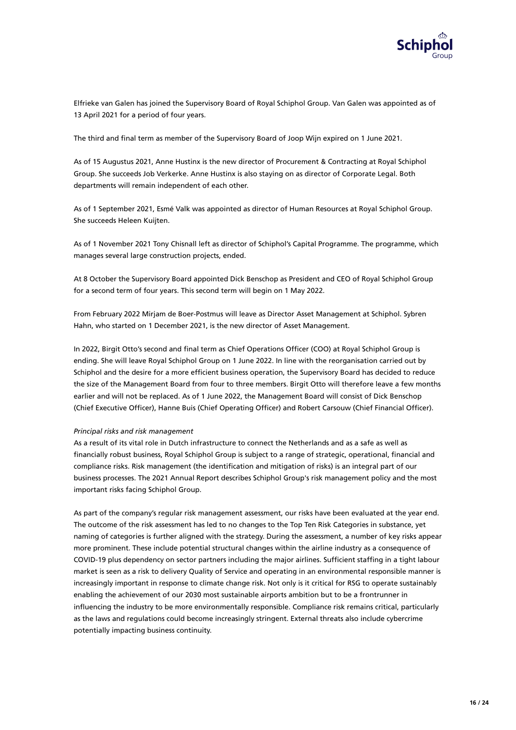Elfrieke van Galen has joined the Supervisory Board of Royal Schiphol Group. Van Galen was appointed as of 13 April 2021 for a period of four years.

The third and final term as member of the Supervisory Board of Joop Wijn expired on 1 June 2021.

As of 15 Augustus 2021, Anne Hustinx is the new director of Procurement & Contracting at Royal Schiphol Group. She succeeds Job Verkerke. Anne Hustinx is also staying on as director of Corporate Legal. Both departments will remain independent of each other.

As of 1 September 2021, Esmé Valk was appointed as director of Human Resources at Royal Schiphol Group. She succeeds Heleen Kuijten.

As of 1 November 2021 Tony Chisnall left as director of Schiphol's Capital Programme. The programme, which manages several large construction projects, ended.

At 8 October the Supervisory Board appointed Dick Benschop as President and CEO of Royal Schiphol Group for a second term of four years. This second term will begin on 1 May 2022.

From February 2022 Mirjam de Boer-Postmus will leave as Director Asset Management at Schiphol. Sybren Hahn, who started on 1 December 2021, is the new director of Asset Management.

In 2022, Birgit Otto's second and final term as Chief Operations Officer (COO) at Royal Schiphol Group is ending. She will leave Royal Schiphol Group on 1 June 2022. In line with the reorganisation carried out by Schiphol and the desire for a more efficient business operation, the Supervisory Board has decided to reduce the size of the Management Board from four to three members. Birgit Otto will therefore leave a few months earlier and will not be replaced. As of 1 June 2022, the Management Board will consist of Dick Benschop (Chief Executive Officer), Hanne Buis (Chief Operating Officer) and Robert Carsouw (Chief Financial Officer).

*Principal risks and risk management*

As a result of its vital role in Dutch infrastructure to connect the Netherlands and as a safe as well as financially robust business, Royal Schiphol Group is subject to a range of strategic, operational, financial and compliance risks. Risk management (the identification and mitigation of risks) is an integral part of our business processes. The 2021 Annual Report describes Schiphol Group's risk management policy and the most important risks facing Schiphol Group.

As part of the company's regular risk management assessment, our risks have been evaluated at the year end. The outcome of the risk assessment has led to no changes to the Top Ten Risk Categories in substance, yet naming of categories is further aligned with the strategy. During the assessment, a number of key risks appear more prominent. These include potential structural changes within the airline industry as a consequence of COVID-19 plus dependency on sector partners including the major airlines. Sufficient staffing in a tight labour market is seen as a risk to delivery Quality of Service and operating in an environmental responsible manner is increasingly important in response to climate change risk. Not only is it critical for RSG to operate sustainably enabling the achievement of our 2030 most sustainable airports ambition but to be a frontrunner in influencing the industry to be more environmentally responsible. Compliance risk remains critical, particularly as the laws and regulations could become increasingly stringent. External threats also include cybercrime potentially impacting business continuity.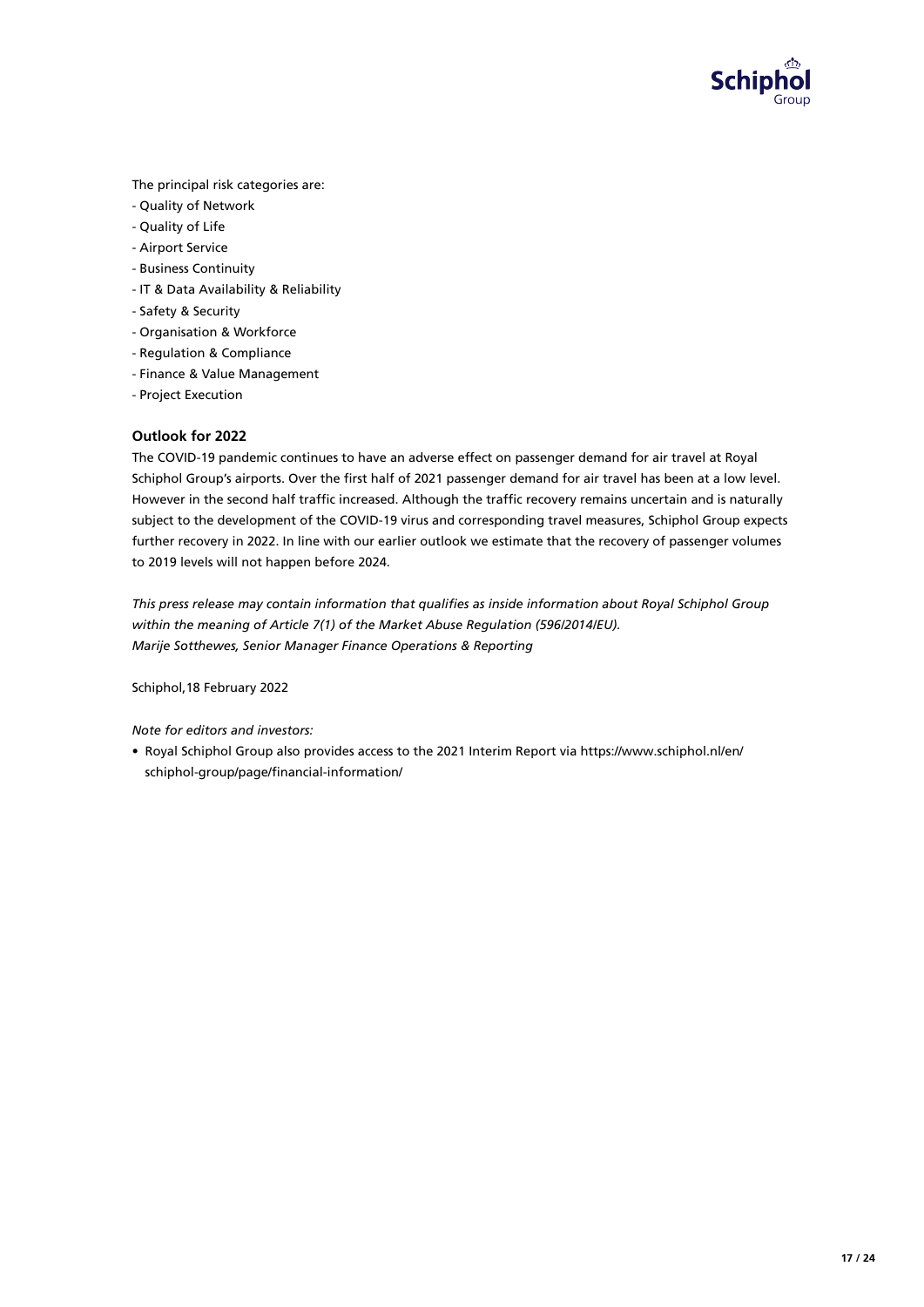The principal risk categories are:
- Quality of Network
- Quality of Life
- Airport Service
- Business Continuity
- IT & Data Availability & Reliability
- Safety & Security
- Organisation & Workforce
- Regulation & Compliance
- Finance & Value Management
- Project Execution

## Outlook for 2022

The COVID-19 pandemic continues to have an adverse effect on passenger demand for air travel at Royal Schiphol Group's airports. Over the first half of 2021 passenger demand for air travel has been at a low level. However in the second half traffic increased. Although the traffic recovery remains uncertain and is naturally subject to the development of the COVID-19 virus and corresponding travel measures, Schiphol Group expects further recovery in 2022. In line with our earlier outlook we estimate that the recovery of passenger volumes to 2019 levels will not happen before 2024.

*This press release may contain information that qualifies as inside information about Royal Schiphol Group within the meaning of Article 7(1) of the Market Abuse Regulation (596/2014/EU).*
*Marije Sotthewes, Senior Manager Finance Operations & Reporting*

Schiphol,18 February 2022

*Note for editors and investors:*

- Royal Schiphol Group also provides access to the 2021 Interim Report via https://www.schiphol.nl/en/schiphol-group/page/financial-information/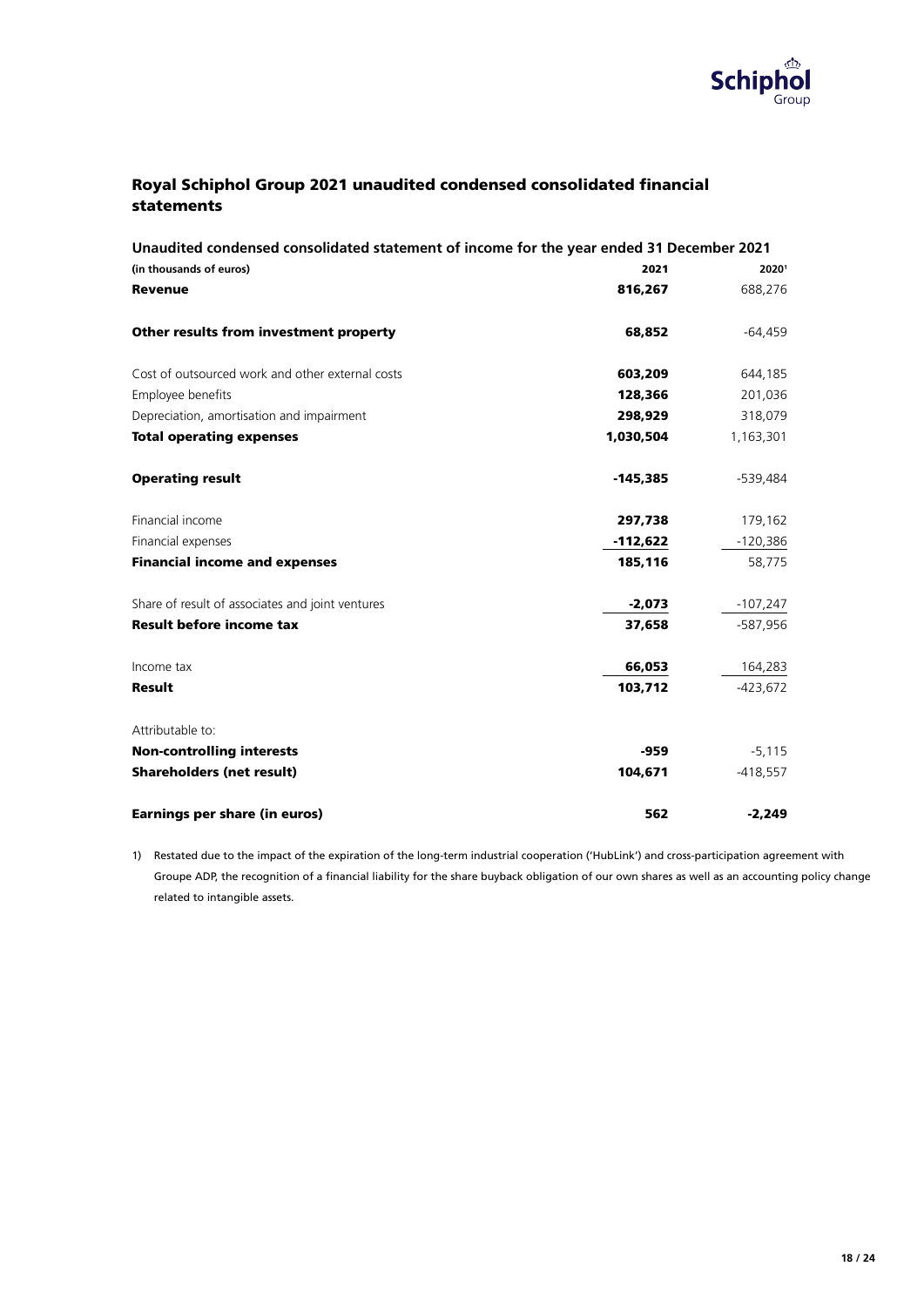# Royal Schiphol Group 2021 unaudited condensed consolidated financial statements

## Unaudited condensed consolidated statement of income for the year ended 31 December 2021

| (in thousands of euros) | 2021 | 2020[1] |
|---|---|---|
| **Revenue** | **816,267** | 688,276 |
| | | |
| **Other results from investment property** | **68,852** | -64,459 |
| | | |
| Cost of outsourced work and other external costs | **603,209** | 644,185 |
| Employee benefits | **128,366** | 201,036 |
| Depreciation, amortisation and impairment | **298,929** | 318,079 |
| **Total operating expenses** | **1,030,504** | 1,163,301 |
| | | |
| **Operating result** | **-145,385** | -539,484 |
| | | |
| Financial income | **297,738** | 179,162 |
| Financial expenses | **-112,622** | -120,386 |
| **Financial income and expenses** | **185,116** | 58,775 |
| | | |
| Share of result of associates and joint ventures | **-2,073** | -107,247 |
| **Result before income tax** | **37,658** | -587,956 |
| | | |
| Income tax | **66,053** | 164,283 |
| **Result** | **103,712** | -423,672 |
| | | |
| Attributable to: | | |
| **Non-controlling interests** | **-959** | -5,115 |
| **Shareholders (net result)** | **104,671** | -418,557 |
| | | |
| **Earnings per share (in euros)** | **562** | **-2,249** |

1) Restated due to the impact of the expiration of the long-term industrial cooperation ('HubLink') and cross-participation agreement with Groupe ADP, the recognition of a financial liability for the share buyback obligation of our own shares as well as an accounting policy change related to intangible assets.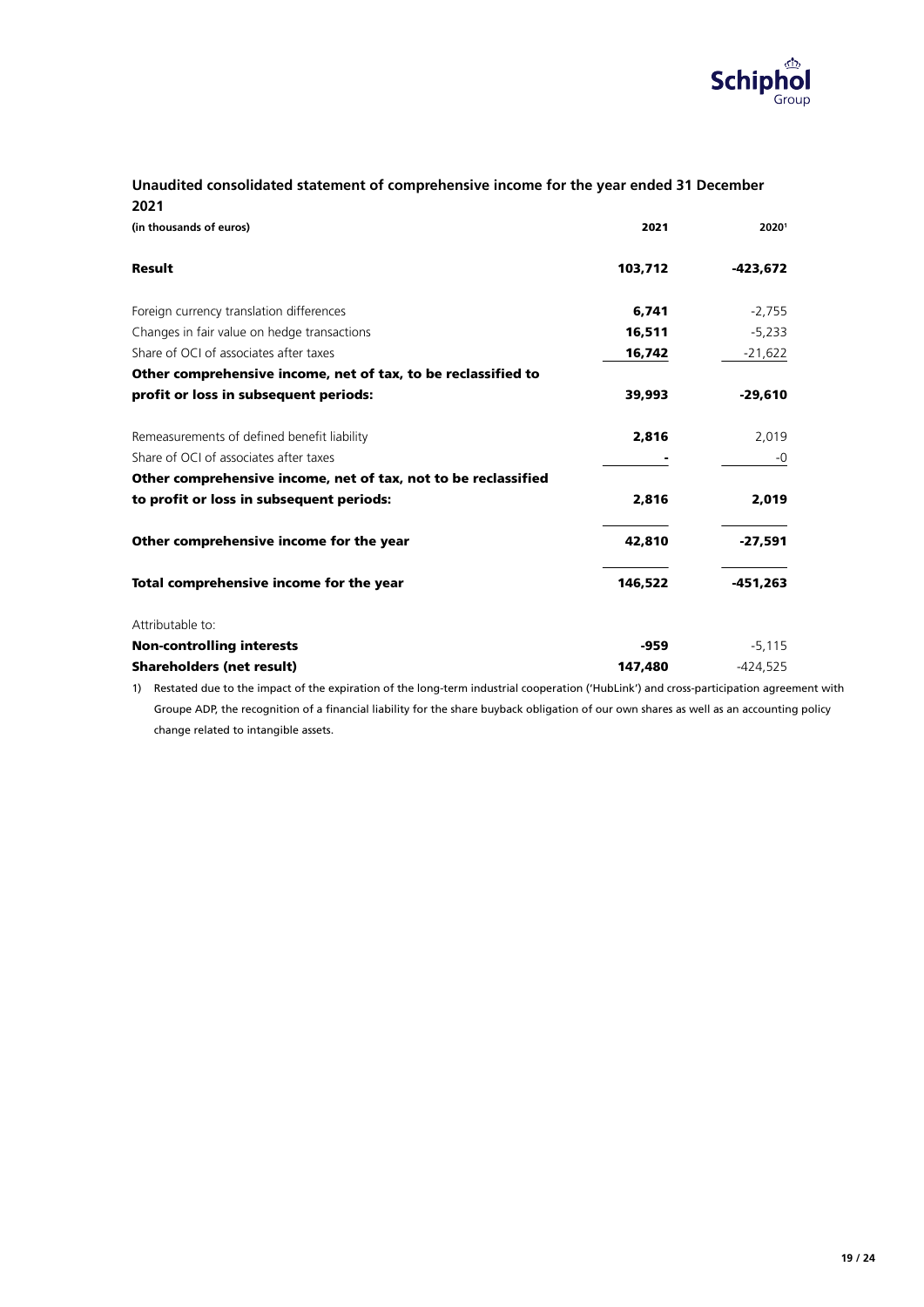## Unaudited consolidated statement of comprehensive income for the year ended 31 December 2021

| (in thousands of euros) | 2021 | 2020[1] |
|---|---|---|
| **Result** | **103,712** | **-423,672** |
| Foreign currency translation differences | **6,741** | -2,755 |
| Changes in fair value on hedge transactions | **16,511** | -5,233 |
| Share of OCI of associates after taxes | **16,742** | -21,622 |
| **Other comprehensive income, net of tax, to be reclassified to profit or loss in subsequent periods:** | **39,993** | **-29,610** |
| Remeasurements of defined benefit liability | **2,816** | 2,019 |
| Share of OCI of associates after taxes | **-** | -0 |
| **Other comprehensive income, net of tax, not to be reclassified to profit or loss in subsequent periods:** | **2,816** | **2,019** |
| **Other comprehensive income for the year** | **42,810** | **-27,591** |
| **Total comprehensive income for the year** | **146,522** | **-451,263** |
| Attributable to: | | |
| **Non-controlling interests** | **-959** | -5,115 |
| **Shareholders (net result)** | **147,480** | -424,525 |

1) Restated due to the impact of the expiration of the long-term industrial cooperation ('HubLink') and cross-participation agreement with Groupe ADP, the recognition of a financial liability for the share buyback obligation of our own shares as well as an accounting policy change related to intangible assets.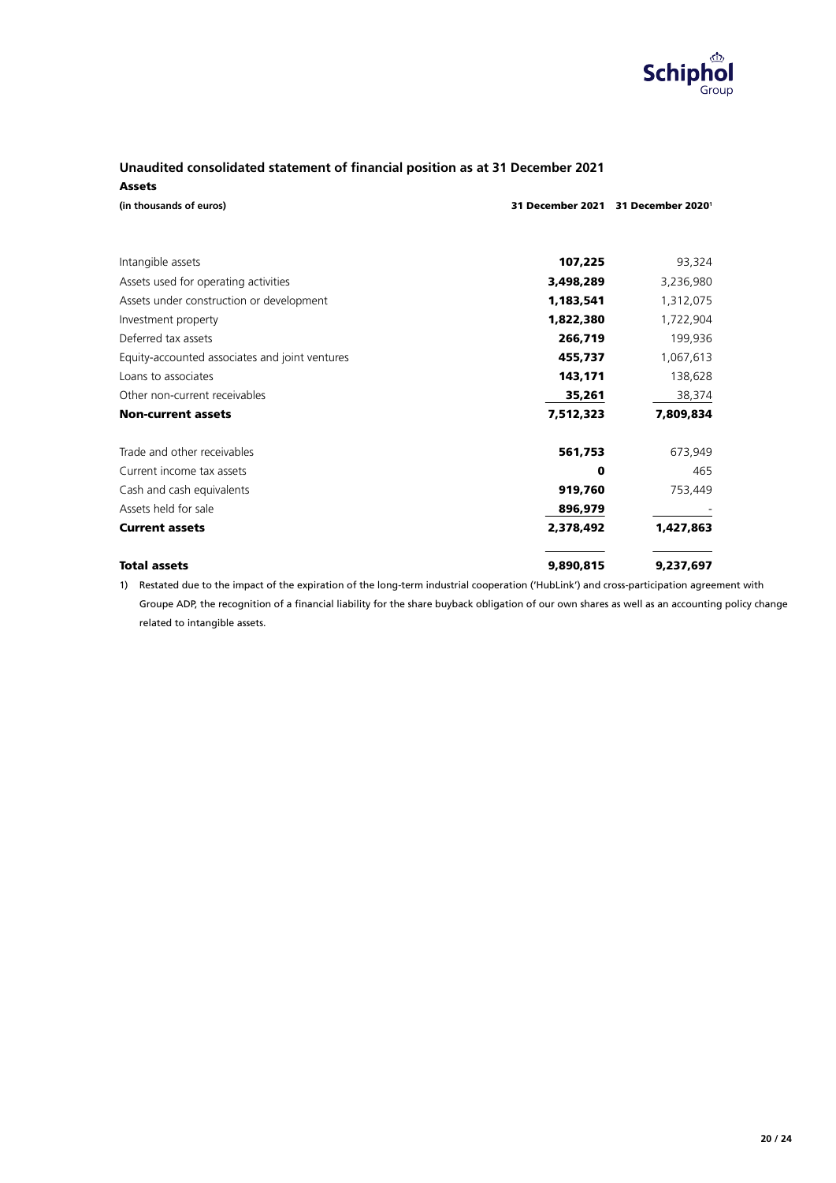## Unaudited consolidated statement of financial position as at 31 December 2021

### Assets

| (in thousands of euros) | 31 December 2021 | 31 December 2020[1] |
|---|---|---|
| Intangible assets | **107,225** | 93,324 |
| Assets used for operating activities | **3,498,289** | 3,236,980 |
| Assets under construction or development | **1,183,541** | 1,312,075 |
| Investment property | **1,822,380** | 1,722,904 |
| Deferred tax assets | **266,719** | 199,936 |
| Equity-accounted associates and joint ventures | **455,737** | 1,067,613 |
| Loans to associates | **143,171** | 138,628 |
| Other non-current receivables | **35,261** | 38,374 |
| **Non-current assets** | **7,512,323** | **7,809,834** |
| | | |
| Trade and other receivables | **561,753** | 673,949 |
| Current income tax assets | **0** | 465 |
| Cash and cash equivalents | **919,760** | 753,449 |
| Assets held for sale | **896,979** | - |
| **Current assets** | **2,378,492** | **1,427,863** |
| | | |
| **Total assets** | **9,890,815** | **9,237,697** |

1) Restated due to the impact of the expiration of the long-term industrial cooperation ('HubLink') and cross-participation agreement with Groupe ADP, the recognition of a financial liability for the share buyback obligation of our own shares as well as an accounting policy change related to intangible assets.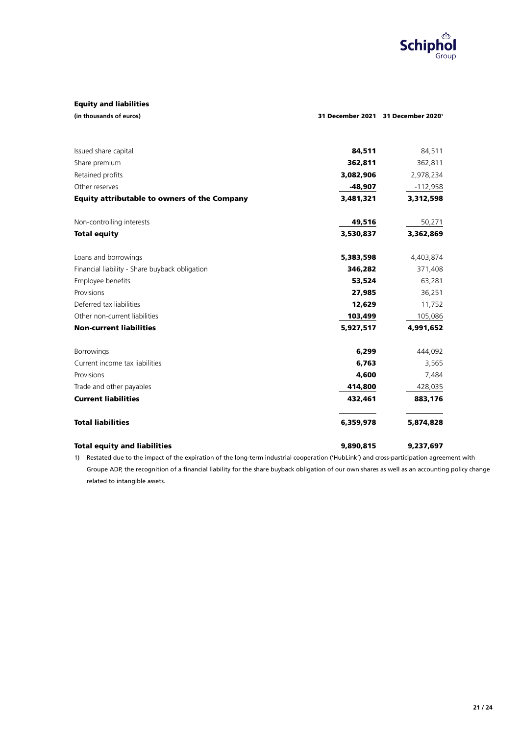### Equity and liabilities

| (in thousands of euros) | 31 December 2021 | 31 December 2020[1] |
|---|---|---|
| Issued share capital | **84,511** | 84,511 |
| Share premium | **362,811** | 362,811 |
| Retained profits | **3,082,906** | 2,978,234 |
| Other reserves | **-48,907** | -112,958 |
| **Equity attributable to owners of the Company** | **3,481,321** | **3,312,598** |
| Non-controlling interests | **49,516** | 50,271 |
| **Total equity** | **3,530,837** | **3,362,869** |
| Loans and borrowings | **5,383,598** | 4,403,874 |
| Financial liability - Share buyback obligation | **346,282** | 371,408 |
| Employee benefits | **53,524** | 63,281 |
| Provisions | **27,985** | 36,251 |
| Deferred tax liabilities | **12,629** | 11,752 |
| Other non-current liabilities | **103,499** | 105,086 |
| **Non-current liabilities** | **5,927,517** | **4,991,652** |
| Borrowings | **6,299** | 444,092 |
| Current income tax liabilities | **6,763** | 3,565 |
| Provisions | **4,600** | 7,484 |
| Trade and other payables | **414,800** | 428,035 |
| **Current liabilities** | **432,461** | **883,176** |
| **Total liabilities** | **6,359,978** | **5,874,828** |
| **Total equity and liabilities** | **9,890,815** | **9,237,697** |

1) Restated due to the impact of the expiration of the long-term industrial cooperation ('HubLink') and cross-participation agreement with Groupe ADP, the recognition of a financial liability for the share buyback obligation of our own shares as well as an accounting policy change related to intangible assets.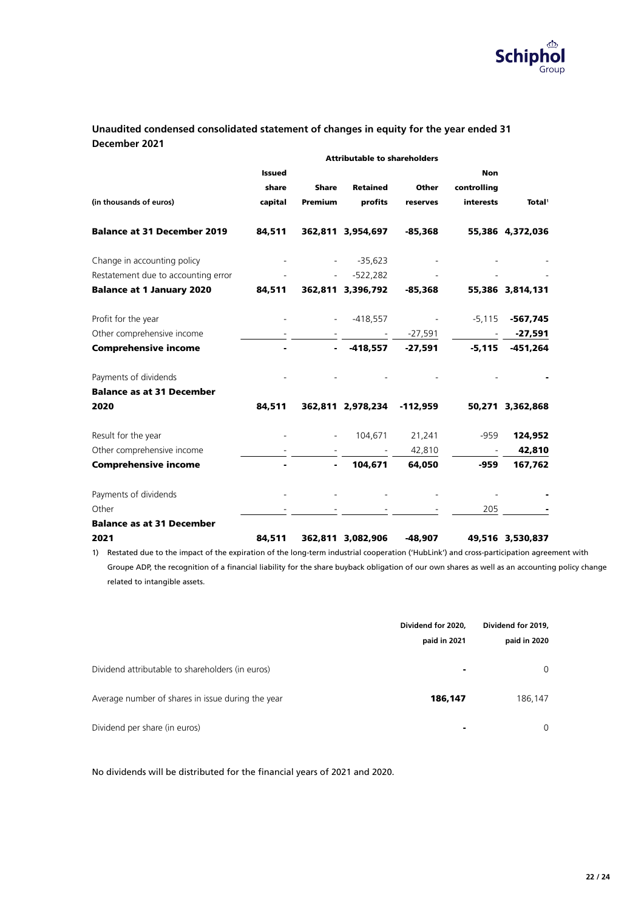## Unaudited condensed consolidated statement of changes in equity for the year ended 31 December 2021

| (in thousands of euros) | Attributable to shareholders | | | | | |
|---|---|---|---|---|---|---|
| | Issued share capital | Share Premium | Retained profits | Other reserves | Non controlling interests | Total[1] |
| **Balance at 31 December 2019** | **84,511** | **362,811** | **3,954,697** | **-85,368** | **55,386** | **4,372,036** |
| Change in accounting policy | - | - | -35,623 | - | - | - |
| Restatement due to accounting error | - | - | -522,282 | - | - | - |
| **Balance at 1 January 2020** | **84,511** | **362,811** | **3,396,792** | **-85,368** | **55,386** | **3,814,131** |
| Profit for the year | - | - | -418,557 | - | -5,115 | **-567,745** |
| Other comprehensive income | - | - | - | -27,591 | - | **-27,591** |
| **Comprehensive income** | **-** | **-** | **-418,557** | **-27,591** | **-5,115** | **-451,264** |
| Payments of dividends | - | - | - | - | - | **-** |
| **Balance as at 31 December 2020** | **84,511** | **362,811** | **2,978,234** | **-112,959** | **50,271** | **3,362,868** |
| Result for the year | - | - | 104,671 | 21,241 | -959 | **124,952** |
| Other comprehensive income | - | - | - | 42,810 | - | **42,810** |
| **Comprehensive income** | **-** | **-** | **104,671** | **64,050** | **-959** | **167,762** |
| Payments of dividends | - | - | - | - | - | **-** |
| Other | - | - | - | - | 205 | **-** |
| **Balance as at 31 December 2021** | **84,511** | **362,811** | **3,082,906** | **-48,907** | **49,516** | **3,530,837** |

1) Restated due to the impact of the expiration of the long-term industrial cooperation ('HubLink') and cross-participation agreement with Groupe ADP, the recognition of a financial liability for the share buyback obligation of our own shares as well as an accounting policy change related to intangible assets.

| | Dividend for 2020, paid in 2021 | Dividend for 2019, paid in 2020 |
|---|---|---|
| Dividend attributable to shareholders (in euros) | **-** | 0 |
| Average number of shares in issue during the year | **186,147** | 186,147 |
| Dividend per share (in euros) | **-** | 0 |

No dividends will be distributed for the financial years of 2021 and 2020.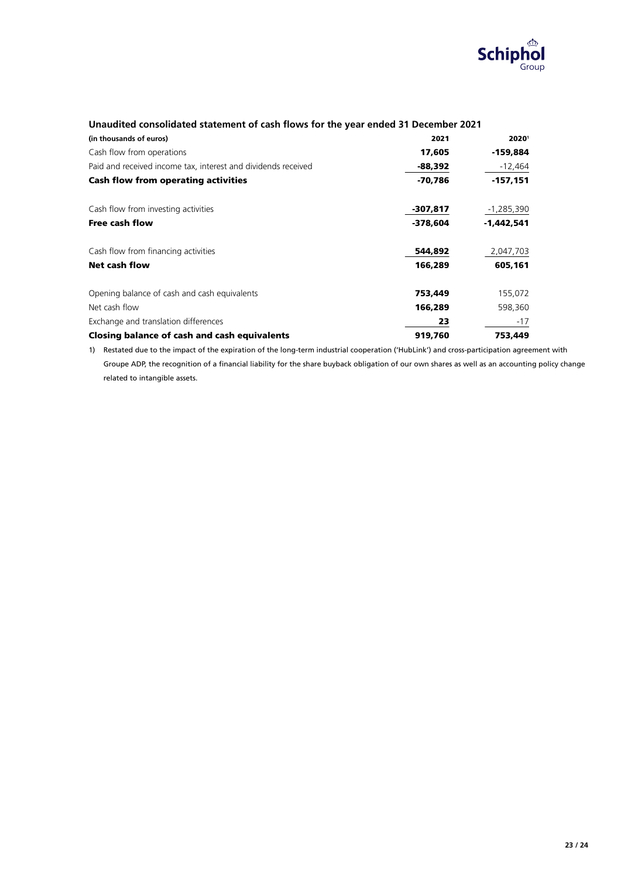## Unaudited consolidated statement of cash flows for the year ended 31 December 2021

| (in thousands of euros) | 2021 | 2020[1] |
|---|---|---|
| Cash flow from operations | **17,605** | **-159,884** |
| Paid and received income tax, interest and dividends received | **-88,392** | -12,464 |
| **Cash flow from operating activities** | **-70,786** | **-157,151** |
| | | |
| Cash flow from investing activities | **-307,817** | -1,285,390 |
| **Free cash flow** | **-378,604** | **-1,442,541** |
| | | |
| Cash flow from financing activities | **544,892** | 2,047,703 |
| **Net cash flow** | **166,289** | **605,161** |
| | | |
| Opening balance of cash and cash equivalents | **753,449** | 155,072 |
| Net cash flow | **166,289** | 598,360 |
| Exchange and translation differences | **23** | -17 |
| **Closing balance of cash and cash equivalents** | **919,760** | **753,449** |

1) Restated due to the impact of the expiration of the long-term industrial cooperation ('HubLink') and cross-participation agreement with Groupe ADP, the recognition of a financial liability for the share buyback obligation of our own shares as well as an accounting policy change related to intangible assets.